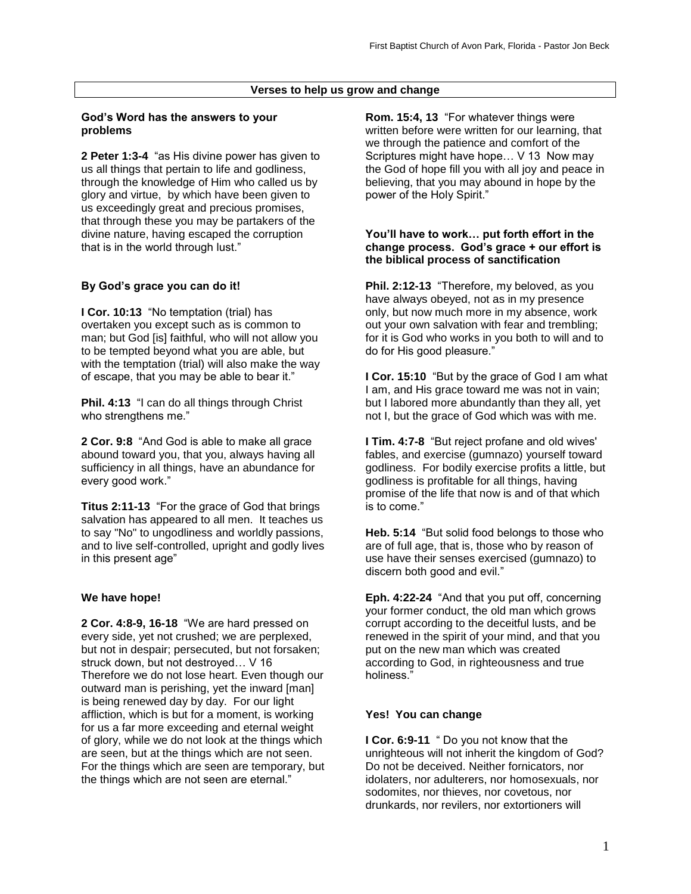## Verses to help us grow and change

### God's Word has the answers to your problems

**2 Peter 1:3-4** "as His divine power has given to us all things that pertain to life and godliness, through the knowledge of Him who called us by glory and virtue, by which have been given to us exceedingly great and precious promises, that through these you may be partakers of the divine nature, having escaped the corruption that is in the world through lust."

### By God's grace you can do it!

**I Cor. 10:13** "No temptation (trial) has overtaken you except such as is common to man; but God [is] faithful, who will not allow you to be tempted beyond what you are able, but with the temptation (trial) will also make the way of escape, that you may be able to bear it."

**Phil. 4:13** "I can do all things through Christ who strengthens me."

**2 Cor. 9:8** "And God is able to make all grace abound toward you, that you, always having all sufficiency in all things, have an abundance for every good work."

**Titus 2:11-13** "For the grace of God that brings salvation has appeared to all men. It teaches us to say "No" to ungodliness and worldly passions, and to live self-controlled, upright and godly lives in this present age"

### We have hope!

**2 Cor. 4:8-9, 16-18** "We are hard pressed on every side, yet not crushed; we are perplexed, but not in despair; persecuted, but not forsaken; struck down, but not destroyed… V 16 Therefore we do not lose heart. Even though our outward man is perishing, yet the inward [man] is being renewed day by day. For our light affliction, which is but for a moment, is working for us a far more exceeding and eternal weight of glory, while we do not look at the things which are seen, but at the things which are not seen. For the things which are seen are temporary, but the things which are not seen are eternal."

**Rom. 15:4, 13** "For whatever things were written before were written for our learning, that we through the patience and comfort of the Scriptures might have hope… V 13 Now may the God of hope fill you with all joy and peace in believing, that you may abound in hope by the power of the Holy Spirit."

### You'll have to work… put forth effort in the change process. God's grace + our effort is the biblical process of sanctification

**Phil. 2:12-13** "Therefore, my beloved, as you have always obeyed, not as in my presence only, but now much more in my absence, work out your own salvation with fear and trembling; for it is God who works in you both to will and to do for His good pleasure."

**I Cor. 15:10** "But by the grace of God I am what I am, and His grace toward me was not in vain; but I labored more abundantly than they all, yet not I, but the grace of God which was with me.

**I Tim. 4:7-8** "But reject profane and old wives' fables, and exercise (gumnazo) yourself toward godliness. For bodily exercise profits a little, but godliness is profitable for all things, having promise of the life that now is and of that which is to come."

**Heb. 5:14** "But solid food belongs to those who are of full age, that is, those who by reason of use have their senses exercised (gumnazo) to discern both good and evil."

**Eph. 4:22-24** "And that you put off, concerning your former conduct, the old man which grows corrupt according to the deceitful lusts, and be renewed in the spirit of your mind, and that you put on the new man which was created according to God, in righteousness and true holiness."

### Yes! You can change

**I Cor. 6:9-11** " Do you not know that the unrighteous will not inherit the kingdom of God? Do not be deceived. Neither fornicators, nor idolaters, nor adulterers, nor homosexuals, nor sodomites, nor thieves, nor covetous, nor drunkards, nor revilers, nor extortioners will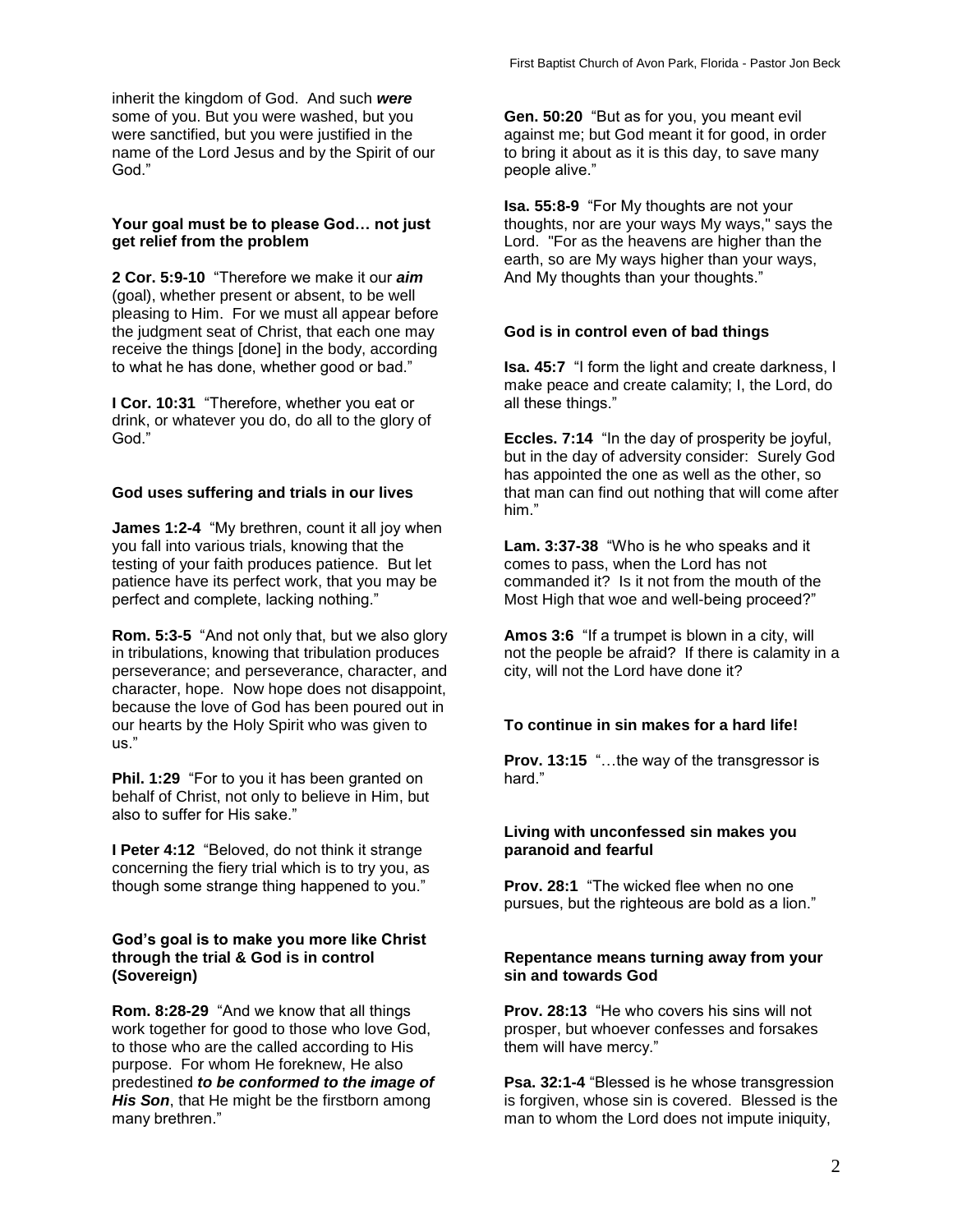inherit the kingdom of God. And such ***were*** some of you. But you were washed, but you were sanctified, but you were justified in the name of the Lord Jesus and by the Spirit of our God."

**Your goal must be to please God… not just get relief from the problem**

**2 Cor. 5:9-10** "Therefore we make it our ***aim*** (goal), whether present or absent, to be well pleasing to Him. For we must all appear before the judgment seat of Christ, that each one may receive the things [done] in the body, according to what he has done, whether good or bad."

**I Cor. 10:31** "Therefore, whether you eat or drink, or whatever you do, do all to the glory of God."

**God uses suffering and trials in our lives**

**James 1:2-4** "My brethren, count it all joy when you fall into various trials, knowing that the testing of your faith produces patience. But let patience have its perfect work, that you may be perfect and complete, lacking nothing."

**Rom. 5:3-5** "And not only that, but we also glory in tribulations, knowing that tribulation produces perseverance; and perseverance, character, and character, hope. Now hope does not disappoint, because the love of God has been poured out in our hearts by the Holy Spirit who was given to us."

**Phil. 1:29** "For to you it has been granted on behalf of Christ, not only to believe in Him, but also to suffer for His sake."

**I Peter 4:12** "Beloved, do not think it strange concerning the fiery trial which is to try you, as though some strange thing happened to you."

**God's goal is to make you more like Christ through the trial & God is in control (Sovereign)**

**Rom. 8:28-29** "And we know that all things work together for good to those who love God, to those who are the called according to His purpose. For whom He foreknew, He also predestined ***to be conformed to the image of His Son***, that He might be the firstborn among many brethren."

**Gen. 50:20** "But as for you, you meant evil against me; but God meant it for good, in order to bring it about as it is this day, to save many people alive."

**Isa. 55:8-9** "For My thoughts are not your thoughts, nor are your ways My ways," says the Lord. "For as the heavens are higher than the earth, so are My ways higher than your ways, And My thoughts than your thoughts."

**God is in control even of bad things**

**Isa. 45:7** "I form the light and create darkness, I make peace and create calamity; I, the Lord, do all these things."

**Eccles. 7:14** "In the day of prosperity be joyful, but in the day of adversity consider: Surely God has appointed the one as well as the other, so that man can find out nothing that will come after him."

**Lam. 3:37-38** "Who is he who speaks and it comes to pass, when the Lord has not commanded it? Is it not from the mouth of the Most High that woe and well-being proceed?"

**Amos 3:6** "If a trumpet is blown in a city, will not the people be afraid? If there is calamity in a city, will not the Lord have done it?

**To continue in sin makes for a hard life!**

**Prov. 13:15** "…the way of the transgressor is hard."

**Living with unconfessed sin makes you paranoid and fearful**

**Prov. 28:1** "The wicked flee when no one pursues, but the righteous are bold as a lion."

**Repentance means turning away from your sin and towards God**

**Prov. 28:13** "He who covers his sins will not prosper, but whoever confesses and forsakes them will have mercy."

**Psa. 32:1-4** "Blessed is he whose transgression is forgiven, whose sin is covered. Blessed is the man to whom the Lord does not impute iniquity,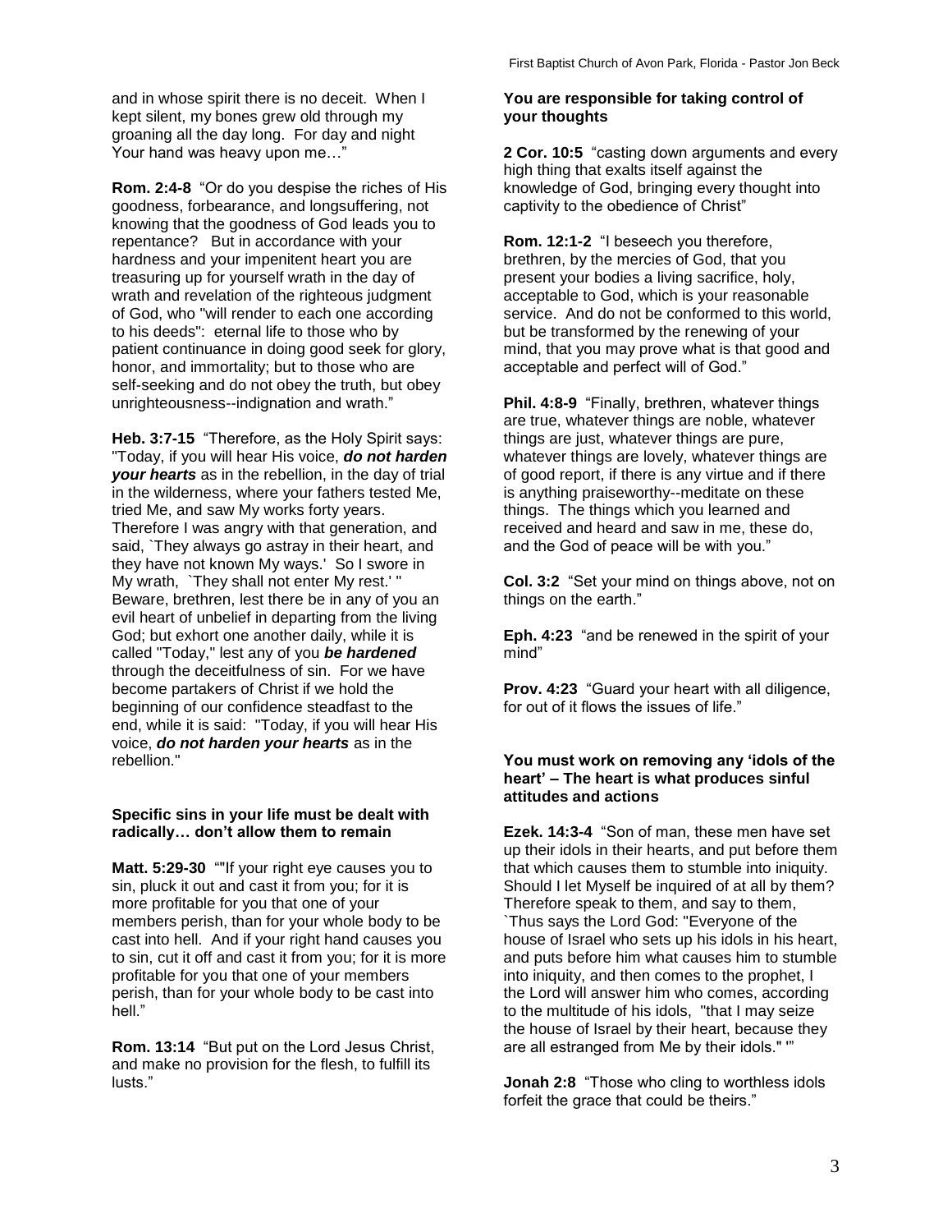and in whose spirit there is no deceit. When I kept silent, my bones grew old through my groaning all the day long. For day and night Your hand was heavy upon me…"

**Rom. 2:4-8** "Or do you despise the riches of His goodness, forbearance, and longsuffering, not knowing that the goodness of God leads you to repentance? But in accordance with your hardness and your impenitent heart you are treasuring up for yourself wrath in the day of wrath and revelation of the righteous judgment of God, who "will render to each one according to his deeds": eternal life to those who by patient continuance in doing good seek for glory, honor, and immortality; but to those who are self-seeking and do not obey the truth, but obey unrighteousness--indignation and wrath."

**Heb. 3:7-15** "Therefore, as the Holy Spirit says: "Today, if you will hear His voice, ***do not harden your hearts*** as in the rebellion, in the day of trial in the wilderness, where your fathers tested Me, tried Me, and saw My works forty years. Therefore I was angry with that generation, and said, `They always go astray in their heart, and they have not known My ways.' So I swore in My wrath, `They shall not enter My rest.' " Beware, brethren, lest there be in any of you an evil heart of unbelief in departing from the living God; but exhort one another daily, while it is called "Today," lest any of you ***be hardened*** through the deceitfulness of sin. For we have become partakers of Christ if we hold the beginning of our confidence steadfast to the end, while it is said: "Today, if you will hear His voice, ***do not harden your hearts*** as in the rebellion."

**Specific sins in your life must be dealt with radically… don't allow them to remain**

**Matt. 5:29-30** ""If your right eye causes you to sin, pluck it out and cast it from you; for it is more profitable for you that one of your members perish, than for your whole body to be cast into hell. And if your right hand causes you to sin, cut it off and cast it from you; for it is more profitable for you that one of your members perish, than for your whole body to be cast into hell."

**Rom. 13:14** "But put on the Lord Jesus Christ, and make no provision for the flesh, to fulfill its lusts."

**You are responsible for taking control of your thoughts**

**2 Cor. 10:5** "casting down arguments and every high thing that exalts itself against the knowledge of God, bringing every thought into captivity to the obedience of Christ"

**Rom. 12:1-2** "I beseech you therefore, brethren, by the mercies of God, that you present your bodies a living sacrifice, holy, acceptable to God, which is your reasonable service. And do not be conformed to this world, but be transformed by the renewing of your mind, that you may prove what is that good and acceptable and perfect will of God."

**Phil. 4:8-9** "Finally, brethren, whatever things are true, whatever things are noble, whatever things are just, whatever things are pure, whatever things are lovely, whatever things are of good report, if there is any virtue and if there is anything praiseworthy--meditate on these things. The things which you learned and received and heard and saw in me, these do, and the God of peace will be with you."

**Col. 3:2** "Set your mind on things above, not on things on the earth."

**Eph. 4:23** "and be renewed in the spirit of your mind"

**Prov. 4:23** "Guard your heart with all diligence, for out of it flows the issues of life."

**You must work on removing any 'idols of the heart' – The heart is what produces sinful attitudes and actions**

**Ezek. 14:3-4** "Son of man, these men have set up their idols in their hearts, and put before them that which causes them to stumble into iniquity. Should I let Myself be inquired of at all by them? Therefore speak to them, and say to them, `Thus says the Lord God: "Everyone of the house of Israel who sets up his idols in his heart, and puts before him what causes him to stumble into iniquity, and then comes to the prophet, I the Lord will answer him who comes, according to the multitude of his idols, "that I may seize the house of Israel by their heart, because they are all estranged from Me by their idols." '"

**Jonah 2:8** "Those who cling to worthless idols forfeit the grace that could be theirs."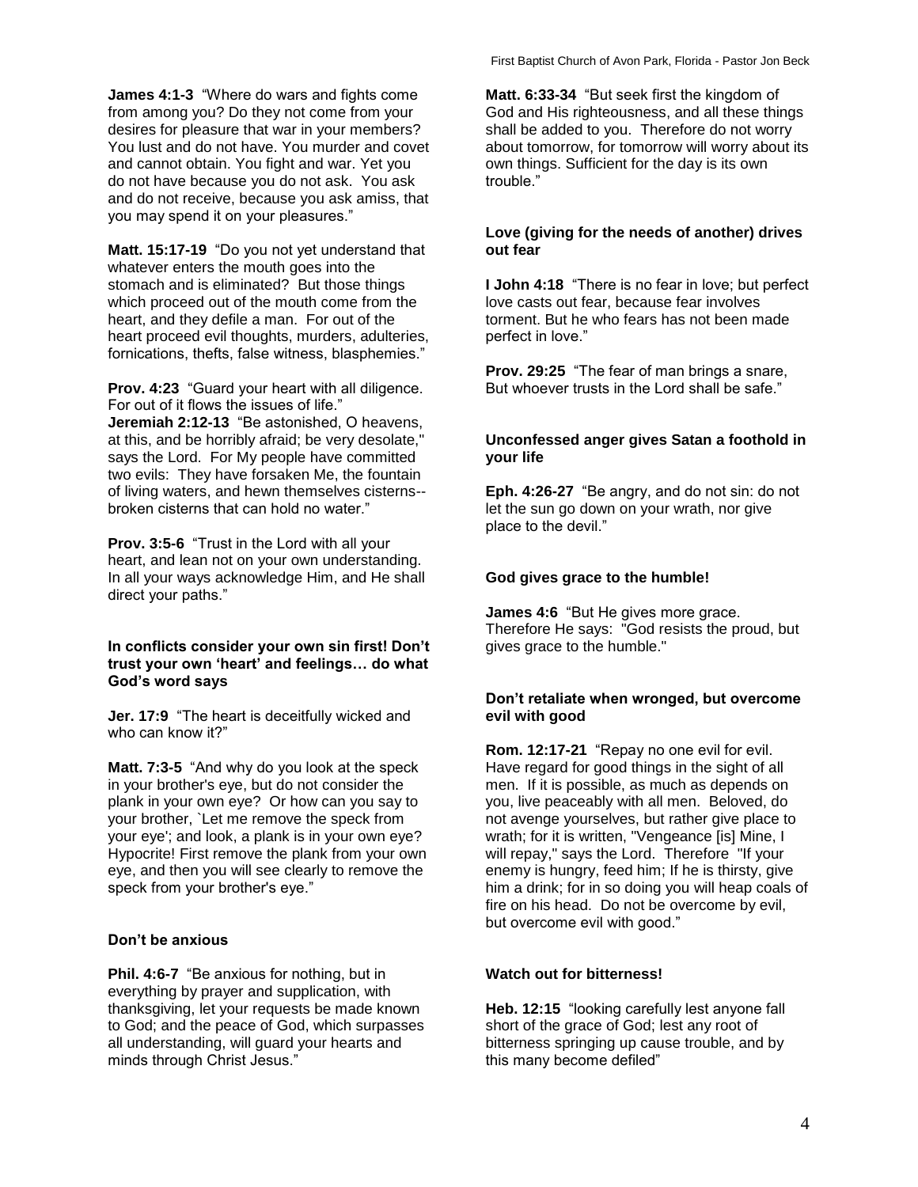**James 4:1-3** "Where do wars and fights come from among you? Do they not come from your desires for pleasure that war in your members? You lust and do not have. You murder and covet and cannot obtain. You fight and war. Yet you do not have because you do not ask. You ask and do not receive, because you ask amiss, that you may spend it on your pleasures."

**Matt. 15:17-19** "Do you not yet understand that whatever enters the mouth goes into the stomach and is eliminated? But those things which proceed out of the mouth come from the heart, and they defile a man. For out of the heart proceed evil thoughts, murders, adulteries, fornications, thefts, false witness, blasphemies."

**Prov. 4:23** "Guard your heart with all diligence. For out of it flows the issues of life."
**Jeremiah 2:12-13** "Be astonished, O heavens, at this, and be horribly afraid; be very desolate," says the Lord. For My people have committed two evils: They have forsaken Me, the fountain of living waters, and hewn themselves cisterns--broken cisterns that can hold no water."

**Prov. 3:5-6** "Trust in the Lord with all your heart, and lean not on your own understanding. In all your ways acknowledge Him, and He shall direct your paths."

**In conflicts consider your own sin first! Don't trust your own 'heart' and feelings… do what God's word says**

**Jer. 17:9** "The heart is deceitfully wicked and who can know it?"

**Matt. 7:3-5** "And why do you look at the speck in your brother's eye, but do not consider the plank in your own eye? Or how can you say to your brother, `Let me remove the speck from your eye'; and look, a plank is in your own eye? Hypocrite! First remove the plank from your own eye, and then you will see clearly to remove the speck from your brother's eye."

**Don't be anxious**

**Phil. 4:6-7** "Be anxious for nothing, but in everything by prayer and supplication, with thanksgiving, let your requests be made known to God; and the peace of God, which surpasses all understanding, will guard your hearts and minds through Christ Jesus."

**Matt. 6:33-34** "But seek first the kingdom of God and His righteousness, and all these things shall be added to you. Therefore do not worry about tomorrow, for tomorrow will worry about its own things. Sufficient for the day is its own trouble."

**Love (giving for the needs of another) drives out fear**

**I John 4:18** "There is no fear in love; but perfect love casts out fear, because fear involves torment. But he who fears has not been made perfect in love."

**Prov. 29:25** "The fear of man brings a snare, But whoever trusts in the Lord shall be safe."

**Unconfessed anger gives Satan a foothold in your life**

**Eph. 4:26-27** "Be angry, and do not sin: do not let the sun go down on your wrath, nor give place to the devil."

**God gives grace to the humble!**

**James 4:6** "But He gives more grace. Therefore He says: "God resists the proud, but gives grace to the humble."

**Don't retaliate when wronged, but overcome evil with good**

**Rom. 12:17-21** "Repay no one evil for evil. Have regard for good things in the sight of all men. If it is possible, as much as depends on you, live peaceably with all men. Beloved, do not avenge yourselves, but rather give place to wrath; for it is written, "Vengeance [is] Mine, I will repay," says the Lord. Therefore "If your enemy is hungry, feed him; If he is thirsty, give him a drink; for in so doing you will heap coals of fire on his head. Do not be overcome by evil, but overcome evil with good."

**Watch out for bitterness!**

**Heb. 12:15** "looking carefully lest anyone fall short of the grace of God; lest any root of bitterness springing up cause trouble, and by this many become defiled"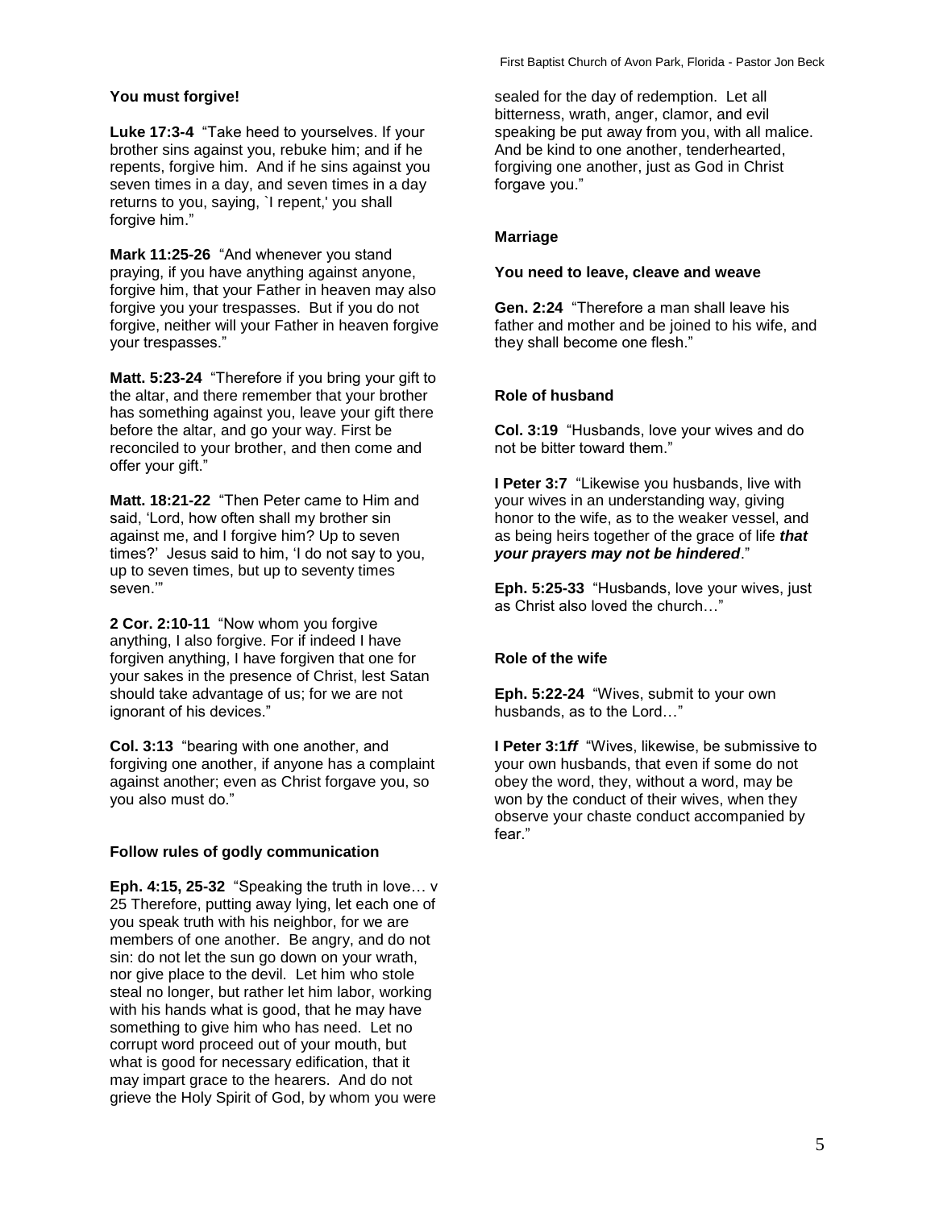**You must forgive!**

**Luke 17:3-4** "Take heed to yourselves. If your brother sins against you, rebuke him; and if he repents, forgive him. And if he sins against you seven times in a day, and seven times in a day returns to you, saying, `I repent,' you shall forgive him."

**Mark 11:25-26** "And whenever you stand praying, if you have anything against anyone, forgive him, that your Father in heaven may also forgive you your trespasses. But if you do not forgive, neither will your Father in heaven forgive your trespasses."

**Matt. 5:23-24** "Therefore if you bring your gift to the altar, and there remember that your brother has something against you, leave your gift there before the altar, and go your way. First be reconciled to your brother, and then come and offer your gift."

**Matt. 18:21-22** "Then Peter came to Him and said, 'Lord, how often shall my brother sin against me, and I forgive him? Up to seven times?' Jesus said to him, 'I do not say to you, up to seven times, but up to seventy times seven.'"

**2 Cor. 2:10-11** "Now whom you forgive anything, I also forgive. For if indeed I have forgiven anything, I have forgiven that one for your sakes in the presence of Christ, lest Satan should take advantage of us; for we are not ignorant of his devices."

**Col. 3:13** "bearing with one another, and forgiving one another, if anyone has a complaint against another; even as Christ forgave you, so you also must do."

**Follow rules of godly communication**

**Eph. 4:15, 25-32** "Speaking the truth in love… v 25 Therefore, putting away lying, let each one of you speak truth with his neighbor, for we are members of one another. Be angry, and do not sin: do not let the sun go down on your wrath, nor give place to the devil. Let him who stole steal no longer, but rather let him labor, working with his hands what is good, that he may have something to give him who has need. Let no corrupt word proceed out of your mouth, but what is good for necessary edification, that it may impart grace to the hearers. And do not grieve the Holy Spirit of God, by whom you were sealed for the day of redemption. Let all bitterness, wrath, anger, clamor, and evil speaking be put away from you, with all malice. And be kind to one another, tenderhearted, forgiving one another, just as God in Christ forgave you."

**Marriage**

**You need to leave, cleave and weave**

**Gen. 2:24** "Therefore a man shall leave his father and mother and be joined to his wife, and they shall become one flesh."

**Role of husband**

**Col. 3:19** "Husbands, love your wives and do not be bitter toward them."

**I Peter 3:7** "Likewise you husbands, live with your wives in an understanding way, giving honor to the wife, as to the weaker vessel, and as being heirs together of the grace of life ***that your prayers may not be hindered***."

**Eph. 5:25-33** "Husbands, love your wives, just as Christ also loved the church…"

**Role of the wife**

**Eph. 5:22-24** "Wives, submit to your own husbands, as to the Lord…"

**I Peter 3:1*ff*** "Wives, likewise, be submissive to your own husbands, that even if some do not obey the word, they, without a word, may be won by the conduct of their wives, when they observe your chaste conduct accompanied by fear."